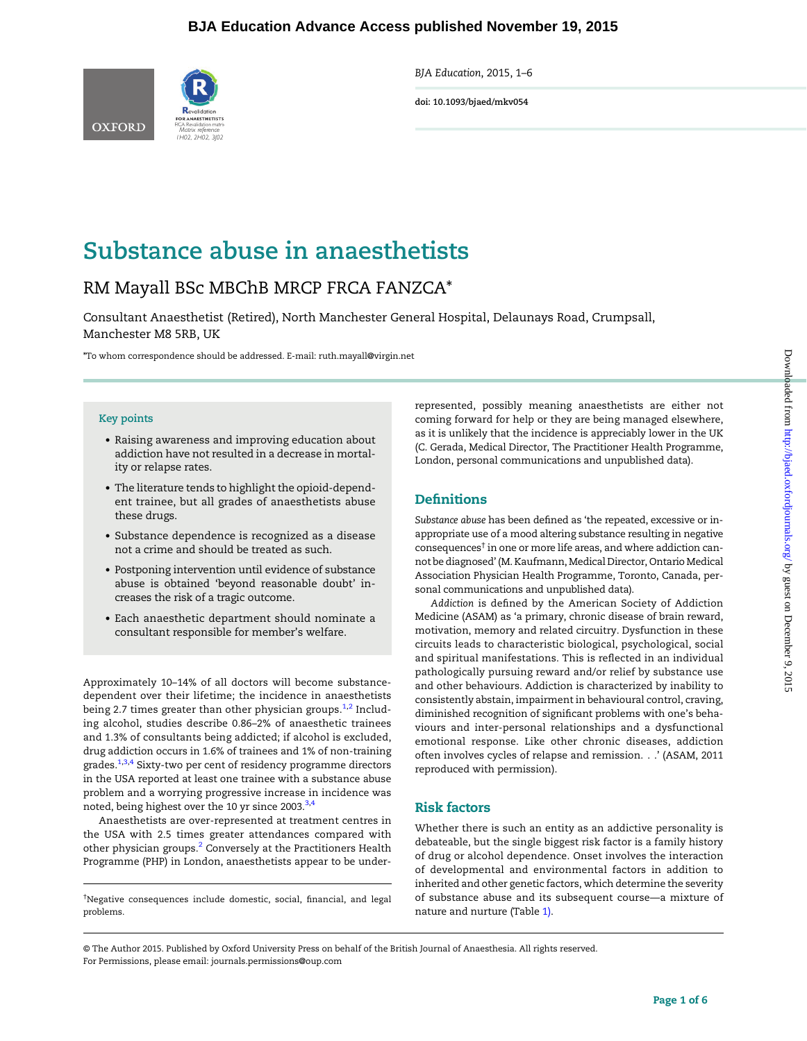# Substance abuse in anaesthetists

RM Mayall BSc MBChB MRCP FRCA FANZCA*

Consultant Anaesthetist (Retired), North Manchester General Hospital, Delaunays Road, Crumpsall, Manchester M8 5RB, UK

*To whom correspondence should be addressed. E-mail: ruth.mayall@virgin.net

## Key points

- Raising awareness and improving education about addiction have not resulted in a decrease in mortality or relapse rates.
- The literature tends to highlight the opioid-dependent trainee, but all grades of anaesthetists abuse these drugs.
- Substance dependence is recognized as a disease not a crime and should be treated as such.
- Postponing intervention until evidence of substance abuse is obtained 'beyond reasonable doubt' increases the risk of a tragic outcome.
- Each anaesthetic department should nominate a consultant responsible for member's welfare.

Approximately 10–14% of all doctors will become substance-dependent over their lifetime; the incidence in anaesthetists being 2.7 times greater than other physician groups.[1,2] Including alcohol, studies describe 0.86–2% of anaesthetic trainees and 1.3% of consultants being addicted; if alcohol is excluded, drug addiction occurs in 1.6% of trainees and 1% of non-training grades.[1,3,4] Sixty-two per cent of residency programme directors in the USA reported at least one trainee with a substance abuse problem and a worrying progressive increase in incidence was noted, being highest over the 10 yr since 2003.[3,4]

Anaesthetists are over-represented at treatment centres in the USA with 2.5 times greater attendances compared with other physician groups.[2] Conversely at the Practitioners Health Programme (PHP) in London, anaesthetists appear to be under-represented, possibly meaning anaesthetists are either not coming forward for help or they are being managed elsewhere, as it is unlikely that the incidence is appreciably lower in the UK (C. Gerada, Medical Director, The Practitioner Health Programme, London, personal communications and unpublished data).

## Definitions

*Substance abuse* has been defined as 'the repeated, excessive or inappropriate use of a mood altering substance resulting in negative consequences[†] in one or more life areas, and where addiction cannot be diagnosed' (M. Kaufmann, Medical Director, Ontario Medical Association Physician Health Programme, Toronto, Canada, personal communications and unpublished data).

*Addiction* is defined by the American Society of Addiction Medicine (ASAM) as 'a primary, chronic disease of brain reward, motivation, memory and related circuitry. Dysfunction in these circuits leads to characteristic biological, psychological, social and spiritual manifestations. This is reflected in an individual pathologically pursuing reward and/or relief by substance use and other behaviours. Addiction is characterized by inability to consistently abstain, impairment in behavioural control, craving, diminished recognition of significant problems with one's behaviours and inter-personal relationships and a dysfunctional emotional response. Like other chronic diseases, addiction often involves cycles of relapse and remission. . .' (ASAM, 2011 reproduced with permission).

## Risk factors

Whether there is such an entity as an addictive personality is debateable, but the single biggest risk factor is a family history of drug or alcohol dependence. Onset involves the interaction of developmental and environmental factors in addition to inherited and other genetic factors, which determine the severity of substance abuse and its subsequent course—a mixture of nature and nurture (Table 1).

[†]Negative consequences include domestic, social, financial, and legal problems.

© The Author 2015. Published by Oxford University Press on behalf of the British Journal of Anaesthesia. All rights reserved. For Permissions, please email: journals.permissions@oup.com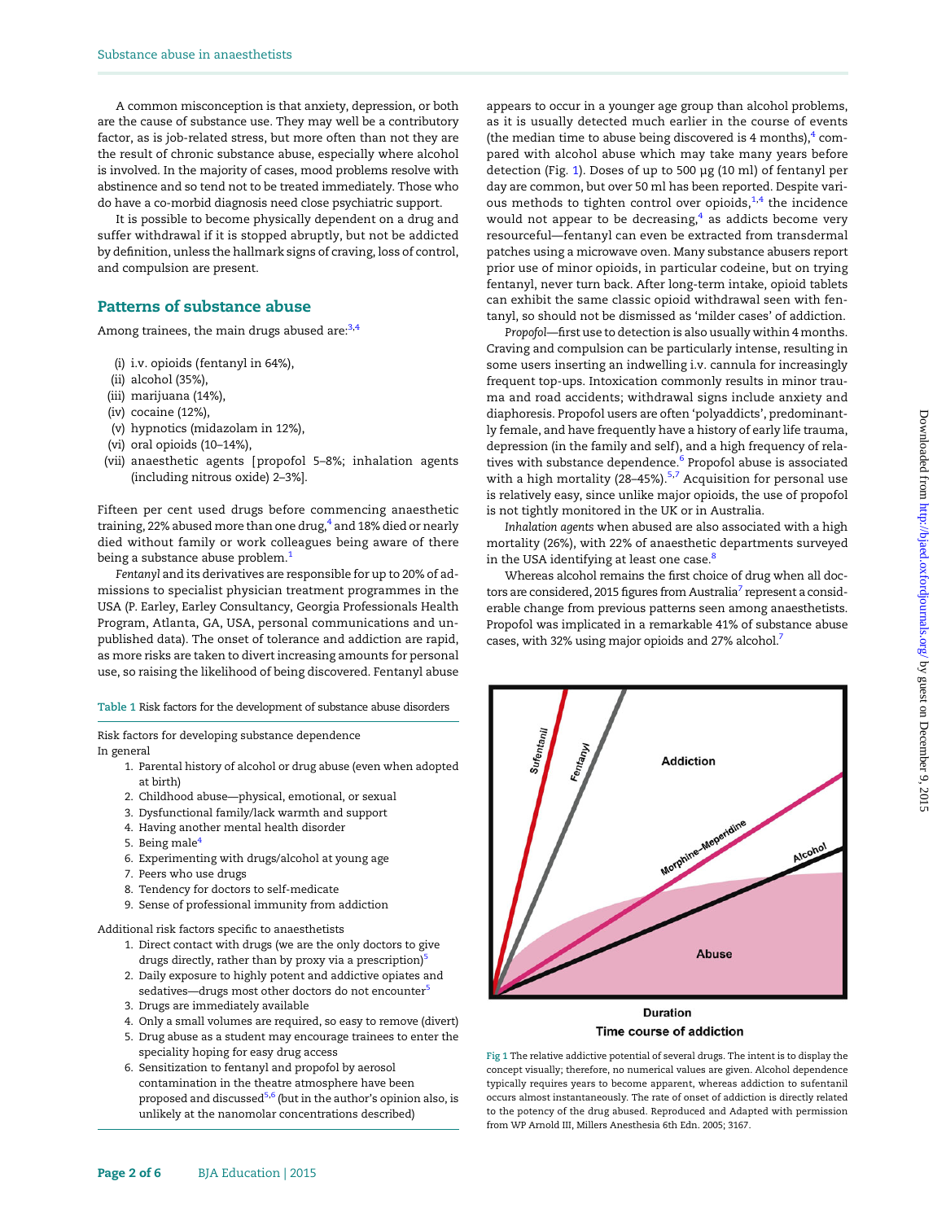A common misconception is that anxiety, depression, or both are the cause of substance use. They may well be a contributory factor, as is job-related stress, but more often than not they are the result of chronic substance abuse, especially where alcohol is involved. In the majority of cases, mood problems resolve with abstinence and so tend not to be treated immediately. Those who do have a co-morbid diagnosis need close psychiatric support.

It is possible to become physically dependent on a drug and suffer withdrawal if it is stopped abruptly, but not be addicted by definition, unless the hallmark signs of craving, loss of control, and compulsion are present.

## Patterns of substance abuse

Among trainees, the main drugs abused are:[3,4]

- (i) i.v. opioids (fentanyl in 64%),
- (ii) alcohol (35%),
- (iii) marijuana (14%),
- (iv) cocaine (12%),
- (v) hypnotics (midazolam in 12%),
- (vi) oral opioids (10–14%),
- (vii) anaesthetic agents [propofol 5–8%; inhalation agents (including nitrous oxide) 2–3%].

Fifteen per cent used drugs before commencing anaesthetic training, 22% abused more than one drug,[4] and 18% died or nearly died without family or work colleagues being aware of there being a substance abuse problem.[1]

*Fentanyl* and its derivatives are responsible for up to 20% of admissions to specialist physician treatment programmes in the USA (P. Earley, Earley Consultancy, Georgia Professionals Health Program, Atlanta, GA, USA, personal communications and unpublished data). The onset of tolerance and addiction are rapid, as more risks are taken to divert increasing amounts for personal use, so raising the likelihood of being discovered. Fentanyl abuse appears to occur in a younger age group than alcohol problems, as it is usually detected much earlier in the course of events (the median time to abuse being discovered is 4 months),[4] compared with alcohol abuse which may take many years before detection (Fig. 1). Doses of up to 500 μg (10 ml) of fentanyl per day are common, but over 50 ml has been reported. Despite various methods to tighten control over opioids,[1,4] the incidence would not appear to be decreasing,[4] as addicts become very resourceful—fentanyl can even be extracted from transdermal patches using a microwave oven. Many substance abusers report prior use of minor opioids, in particular codeine, but on trying fentanyl, never turn back. After long-term intake, opioid tablets can exhibit the same classic opioid withdrawal seen with fentanyl, so should not be dismissed as 'milder cases' of addiction.

*Propofol*—first use to detection is also usually within 4 months. Craving and compulsion can be particularly intense, resulting in some users inserting an indwelling i.v. cannula for increasingly frequent top-ups. Intoxication commonly results in minor trauma and road accidents; withdrawal signs include anxiety and diaphoresis. Propofol users are often 'polyaddicts', predominantly female, and have frequently have a history of early life trauma, depression (in the family and self), and a high frequency of relatives with substance dependence.[6] Propofol abuse is associated with a high mortality (28–45%).[5,7] Acquisition for personal use is relatively easy, since unlike major opioids, the use of propofol is not tightly monitored in the UK or in Australia.

*Inhalation agents* when abused are also associated with a high mortality (26%), with 22% of anaesthetic departments surveyed in the USA identifying at least one case.[8]

Whereas alcohol remains the first choice of drug when all doctors are considered, 2015 figures from Australia[7] represent a considerable change from previous patterns seen among anaesthetists. Propofol was implicated in a remarkable 41% of substance abuse cases, with 32% using major opioids and 27% alcohol.[7]

Table 1 Risk factors for the development of substance abuse disorders

Risk factors for developing substance dependence

In general

1. Parental history of alcohol or drug abuse (even when adopted at birth)
2. Childhood abuse—physical, emotional, or sexual
3. Dysfunctional family/lack warmth and support
4. Having another mental health disorder
5. Being male[4]
6. Experimenting with drugs/alcohol at young age
7. Peers who use drugs
8. Tendency for doctors to self-medicate
9. Sense of professional immunity from addiction

Additional risk factors specific to anaesthetists

1. Direct contact with drugs (we are the only doctors to give drugs directly, rather than by proxy via a prescription)[5]
2. Daily exposure to highly potent and addictive opiates and sedatives—drugs most other doctors do not encounter[5]
3. Drugs are immediately available
4. Only a small volumes are required, so easy to remove (divert)
5. Drug abuse as a student may encourage trainees to enter the speciality hoping for easy drug access
6. Sensitization to fentanyl and propofol by aerosol contamination in the theatre atmosphere have been proposed and discussed[5,6] (but in the author's opinion also, is unlikely at the nanomolar concentrations described)

Fig 1 The relative addictive potential of several drugs. The intent is to display the concept visually; therefore, no numerical values are given. Alcohol dependence typically requires years to become apparent, whereas addiction to sufentanil occurs almost instantaneously. The rate of onset of addiction is directly related to the potency of the drug abused. Reproduced and Adapted with permission from WP Arnold III, Millers Anesthesia 6th Edn. 2005; 3167.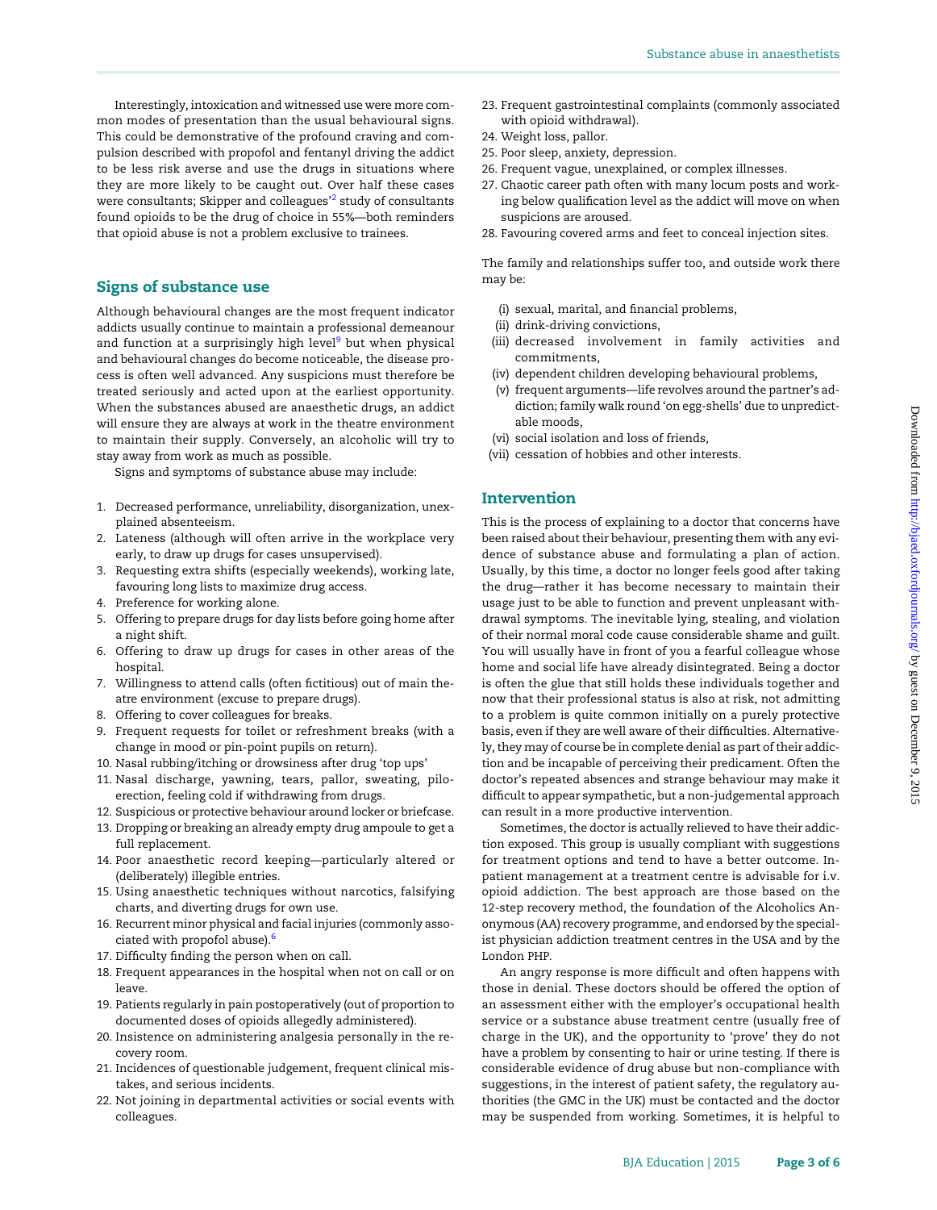Interestingly, intoxication and witnessed use were more common modes of presentation than the usual behavioural signs. This could be demonstrative of the profound craving and compulsion described with propofol and fentanyl driving the addict to be less risk averse and use the drugs in situations where they are more likely to be caught out. Over half these cases were consultants; Skipper and colleagues'[2] study of consultants found opioids to be the drug of choice in 55%—both reminders that opioid abuse is not a problem exclusive to trainees.

## Signs of substance use

Although behavioural changes are the most frequent indicator addicts usually continue to maintain a professional demeanour and function at a surprisingly high level[9] but when physical and behavioural changes do become noticeable, the disease process is often well advanced. Any suspicions must therefore be treated seriously and acted upon at the earliest opportunity. When the substances abused are anaesthetic drugs, an addict will ensure they are always at work in the theatre environment to maintain their supply. Conversely, an alcoholic will try to stay away from work as much as possible.

Signs and symptoms of substance abuse may include:

1. Decreased performance, unreliability, disorganization, unexplained absenteeism.
2. Lateness (although will often arrive in the workplace very early, to draw up drugs for cases unsupervised).
3. Requesting extra shifts (especially weekends), working late, favouring long lists to maximize drug access.
4. Preference for working alone.
5. Offering to prepare drugs for day lists before going home after a night shift.
6. Offering to draw up drugs for cases in other areas of the hospital.
7. Willingness to attend calls (often fictitious) out of main theatre environment (excuse to prepare drugs).
8. Offering to cover colleagues for breaks.
9. Frequent requests for toilet or refreshment breaks (with a change in mood or pin-point pupils on return).
10. Nasal rubbing/itching or drowsiness after drug 'top ups'
11. Nasal discharge, yawning, tears, pallor, sweating, piloerection, feeling cold if withdrawing from drugs.
12. Suspicious or protective behaviour around locker or briefcase.
13. Dropping or breaking an already empty drug ampoule to get a full replacement.
14. Poor anaesthetic record keeping—particularly altered or (deliberately) illegible entries.
15. Using anaesthetic techniques without narcotics, falsifying charts, and diverting drugs for own use.
16. Recurrent minor physical and facial injuries (commonly associated with propofol abuse).[6]
17. Difficulty finding the person when on call.
18. Frequent appearances in the hospital when not on call or on leave.
19. Patients regularly in pain postoperatively (out of proportion to documented doses of opioids allegedly administered).
20. Insistence on administering analgesia personally in the recovery room.
21. Incidences of questionable judgement, frequent clinical mistakes, and serious incidents.
22. Not joining in departmental activities or social events with colleagues.
23. Frequent gastrointestinal complaints (commonly associated with opioid withdrawal).
24. Weight loss, pallor.
25. Poor sleep, anxiety, depression.
26. Frequent vague, unexplained, or complex illnesses.
27. Chaotic career path often with many locum posts and working below qualification level as the addict will move on when suspicions are aroused.
28. Favouring covered arms and feet to conceal injection sites.

The family and relationships suffer too, and outside work there may be:

- (i) sexual, marital, and financial problems,
- (ii) drink-driving convictions,
- (iii) decreased involvement in family activities and commitments,
- (iv) dependent children developing behavioural problems,
- (v) frequent arguments—life revolves around the partner's addiction; family walk round 'on egg-shells' due to unpredictable moods,
- (vi) social isolation and loss of friends,
- (vii) cessation of hobbies and other interests.

## Intervention

This is the process of explaining to a doctor that concerns have been raised about their behaviour, presenting them with any evidence of substance abuse and formulating a plan of action. Usually, by this time, a doctor no longer feels good after taking the drug—rather it has become necessary to maintain their usage just to be able to function and prevent unpleasant withdrawal symptoms. The inevitable lying, stealing, and violation of their normal moral code cause considerable shame and guilt. You will usually have in front of you a fearful colleague whose home and social life have already disintegrated. Being a doctor is often the glue that still holds these individuals together and now that their professional status is also at risk, not admitting to a problem is quite common initially on a purely protective basis, even if they are well aware of their difficulties. Alternatively, they may of course be in complete denial as part of their addiction and be incapable of perceiving their predicament. Often the doctor's repeated absences and strange behaviour may make it difficult to appear sympathetic, but a non-judgemental approach can result in a more productive intervention.

Sometimes, the doctor is actually relieved to have their addiction exposed. This group is usually compliant with suggestions for treatment options and tend to have a better outcome. Inpatient management at a treatment centre is advisable for i.v. opioid addiction. The best approach are those based on the 12-step recovery method, the foundation of the Alcoholics Anonymous (AA) recovery programme, and endorsed by the specialist physician addiction treatment centres in the USA and by the London PHP.

An angry response is more difficult and often happens with those in denial. These doctors should be offered the option of an assessment either with the employer's occupational health service or a substance abuse treatment centre (usually free of charge in the UK), and the opportunity to 'prove' they do not have a problem by consenting to hair or urine testing. If there is considerable evidence of drug abuse but non-compliance with suggestions, in the interest of patient safety, the regulatory authorities (the GMC in the UK) must be contacted and the doctor may be suspended from working. Sometimes, it is helpful to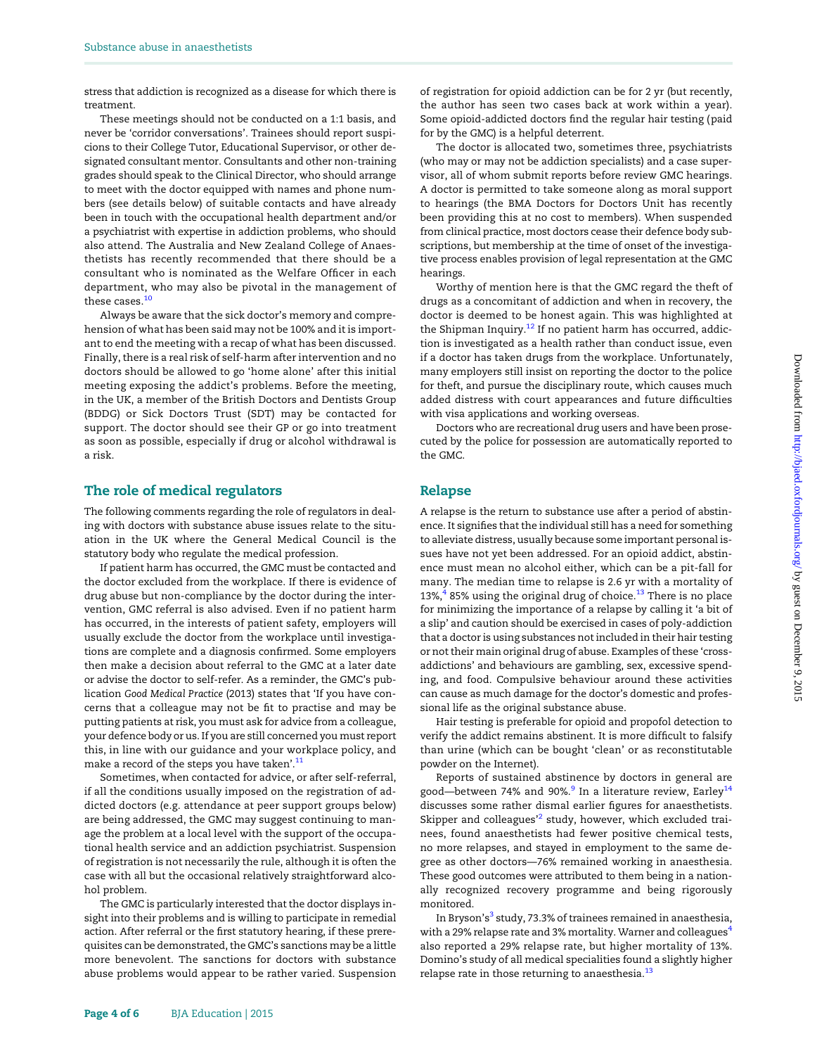stress that addiction is recognized as a disease for which there is treatment.

These meetings should not be conducted on a 1:1 basis, and never be 'corridor conversations'. Trainees should report suspicions to their College Tutor, Educational Supervisor, or other designated consultant mentor. Consultants and other non-training grades should speak to the Clinical Director, who should arrange to meet with the doctor equipped with names and phone numbers (see details below) of suitable contacts and have already been in touch with the occupational health department and/or a psychiatrist with expertise in addiction problems, who should also attend. The Australia and New Zealand College of Anaesthetists has recently recommended that there should be a consultant who is nominated as the Welfare Officer in each department, who may also be pivotal in the management of these cases.[10]

Always be aware that the sick doctor's memory and comprehension of what has been said may not be 100% and it is important to end the meeting with a recap of what has been discussed. Finally, there is a real risk of self-harm after intervention and no doctors should be allowed to go 'home alone' after this initial meeting exposing the addict's problems. Before the meeting, in the UK, a member of the British Doctors and Dentists Group (BDDG) or Sick Doctors Trust (SDT) may be contacted for support. The doctor should see their GP or go into treatment as soon as possible, especially if drug or alcohol withdrawal is a risk.

## The role of medical regulators

The following comments regarding the role of regulators in dealing with doctors with substance abuse issues relate to the situation in the UK where the General Medical Council is the statutory body who regulate the medical profession.

If patient harm has occurred, the GMC must be contacted and the doctor excluded from the workplace. If there is evidence of drug abuse but non-compliance by the doctor during the intervention, GMC referral is also advised. Even if no patient harm has occurred, in the interests of patient safety, employers will usually exclude the doctor from the workplace until investigations are complete and a diagnosis confirmed. Some employers then make a decision about referral to the GMC at a later date or advise the doctor to self-refer. As a reminder, the GMC's publication *Good Medical Practice* (2013) states that 'If you have concerns that a colleague may not be fit to practise and may be putting patients at risk, you must ask for advice from a colleague, your defence body or us. If you are still concerned you must report this, in line with our guidance and your workplace policy, and make a record of the steps you have taken'.[11]

Sometimes, when contacted for advice, or after self-referral, if all the conditions usually imposed on the registration of addicted doctors (e.g. attendance at peer support groups below) are being addressed, the GMC may suggest continuing to manage the problem at a local level with the support of the occupational health service and an addiction psychiatrist. Suspension of registration is not necessarily the rule, although it is often the case with all but the occasional relatively straightforward alcohol problem.

The GMC is particularly interested that the doctor displays insight into their problems and is willing to participate in remedial action. After referral or the first statutory hearing, if these prerequisites can be demonstrated, the GMC's sanctions may be a little more benevolent. The sanctions for doctors with substance abuse problems would appear to be rather varied. Suspension of registration for opioid addiction can be for 2 yr (but recently, the author has seen two cases back at work within a year). Some opioid-addicted doctors find the regular hair testing (paid for by the GMC) is a helpful deterrent.

The doctor is allocated two, sometimes three, psychiatrists (who may or may not be addiction specialists) and a case supervisor, all of whom submit reports before review GMC hearings. A doctor is permitted to take someone along as moral support to hearings (the BMA Doctors for Doctors Unit has recently been providing this at no cost to members). When suspended from clinical practice, most doctors cease their defence body subscriptions, but membership at the time of onset of the investigative process enables provision of legal representation at the GMC hearings.

Worthy of mention here is that the GMC regard the theft of drugs as a concomitant of addiction and when in recovery, the doctor is deemed to be honest again. This was highlighted at the Shipman Inquiry.[12] If no patient harm has occurred, addiction is investigated as a health rather than conduct issue, even if a doctor has taken drugs from the workplace. Unfortunately, many employers still insist on reporting the doctor to the police for theft, and pursue the disciplinary route, which causes much added distress with court appearances and future difficulties with visa applications and working overseas.

Doctors who are recreational drug users and have been prosecuted by the police for possession are automatically reported to the GMC.

## Relapse

A relapse is the return to substance use after a period of abstinence. It signifies that the individual still has a need for something to alleviate distress, usually because some important personal issues have not yet been addressed. For an opioid addict, abstinence must mean no alcohol either, which can be a pit-fall for many. The median time to relapse is 2.6 yr with a mortality of 13%,[4] 85% using the original drug of choice.[13] There is no place for minimizing the importance of a relapse by calling it 'a bit of a slip' and caution should be exercised in cases of poly-addiction that a doctor is using substances not included in their hair testing or not their main original drug of abuse. Examples of these 'cross-addictions' and behaviours are gambling, sex, excessive spending, and food. Compulsive behaviour around these activities can cause as much damage for the doctor's domestic and professional life as the original substance abuse.

Hair testing is preferable for opioid and propofol detection to verify the addict remains abstinent. It is more difficult to falsify than urine (which can be bought 'clean' or as reconstitutable powder on the Internet).

Reports of sustained abstinence by doctors in general are good—between 74% and 90%.[9] In a literature review, Earley[14] discusses some rather dismal earlier figures for anaesthetists. Skipper and colleagues'[2] study, however, which excluded trainees, found anaesthetists had fewer positive chemical tests, no more relapses, and stayed in employment to the same degree as other doctors—76% remained working in anaesthesia. These good outcomes were attributed to them being in a nationally recognized recovery programme and being rigorously monitored.

In Bryson's[3] study, 73.3% of trainees remained in anaesthesia, with a 29% relapse rate and 3% mortality. Warner and colleagues[4] also reported a 29% relapse rate, but higher mortality of 13%. Domino's study of all medical specialities found a slightly higher relapse rate in those returning to anaesthesia.[13]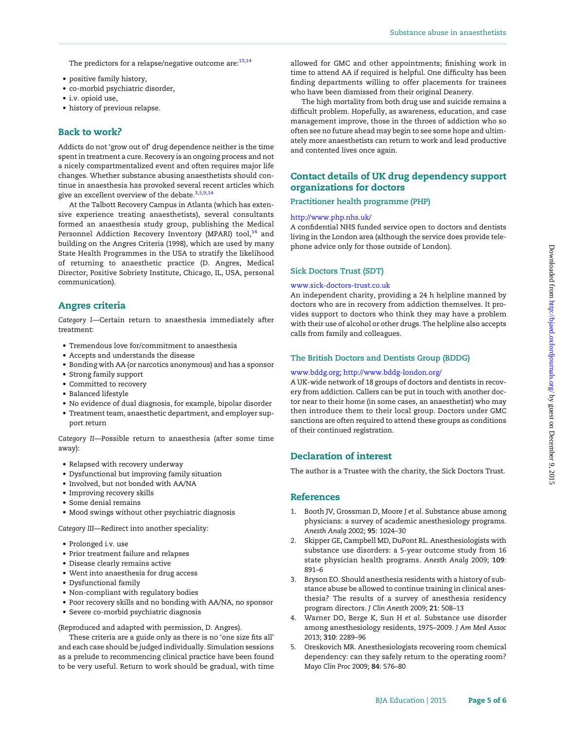The predictors for a relapse/negative outcome are:[13,14]

- positive family history,
- co-morbid psychiatric disorder,
- i.v. opioid use,
- history of previous relapse.

## Back to work?

Addicts do not 'grow out of' drug dependence neither is the time spent in treatment a cure. Recovery is an ongoing process and not a nicely compartmentalized event and often requires major life changes. Whether substance abusing anaesthetists should continue in anaesthesia has provoked several recent articles which give an excellent overview of the debate.[3,5,9,14]

At the Talbott Recovery Campus in Atlanta (which has extensive experience treating anaesthetists), several consultants formed an anaesthesia study group, publishing the Medical Personnel Addiction Recovery Inventory (MPARI) tool,[14] and building on the Angres Criteria (1998), which are used by many State Health Programmes in the USA to stratify the likelihood of returning to anaesthetic practice (D. Angres, Medical Director, Positive Sobriety Institute, Chicago, IL, USA, personal communication).

## Angres criteria

*Category I*—Certain return to anaesthesia immediately after treatment:

- Tremendous love for/commitment to anaesthesia
- Accepts and understands the disease
- Bonding with AA (or narcotics anonymous) and has a sponsor
- Strong family support
- Committed to recovery
- Balanced lifestyle
- No evidence of dual diagnosis, for example, bipolar disorder
- Treatment team, anaesthetic department, and employer support return

*Category II*—Possible return to anaesthesia (after some time away):

- Relapsed with recovery underway
- Dysfunctional but improving family situation
- Involved, but not bonded with AA/NA
- Improving recovery skills
- Some denial remains
- Mood swings without other psychiatric diagnosis

*Category III*—Redirect into another speciality:

- Prolonged i.v. use
- Prior treatment failure and relapses
- Disease clearly remains active
- Went into anaesthesia for drug access
- Dysfunctional family
- Non-compliant with regulatory bodies
- Poor recovery skills and no bonding with AA/NA, no sponsor
- Severe co-morbid psychiatric diagnosis

(Reproduced and adapted with permission, D. Angres).

These criteria are a guide only as there is no 'one size fits all' and each case should be judged individually. Simulation sessions as a prelude to recommencing clinical practice have been found to be very useful. Return to work should be gradual, with time allowed for GMC and other appointments; finishing work in time to attend AA if required is helpful. One difficulty has been finding departments willing to offer placements for trainees who have been dismissed from their original Deanery.

The high mortality from both drug use and suicide remains a difficult problem. Hopefully, as awareness, education, and case management improve, those in the throes of addiction who so often see no future ahead may begin to see some hope and ultimately more anaesthetists can return to work and lead productive and contented lives once again.

## Contact details of UK drug dependency support organizations for doctors

### Practitioner health programme (PHP)

http://www.php.nhs.uk/

A confidential NHS funded service open to doctors and dentists living in the London area (although the service does provide telephone advice only for those outside of London).

### Sick Doctors Trust (SDT)

www.sick-doctors-trust.co.uk

An independent charity, providing a 24 h helpline manned by doctors who are in recovery from addiction themselves. It provides support to doctors who think they may have a problem with their use of alcohol or other drugs. The helpline also accepts calls from family and colleagues.

### The British Doctors and Dentists Group (BDDG)

www.bddg.org; http://www.bddg-london.org/

A UK-wide network of 18 groups of doctors and dentists in recovery from addiction. Callers can be put in touch with another doctor near to their home (in some cases, an anaesthetist) who may then introduce them to their local group. Doctors under GMC sanctions are often required to attend these groups as conditions of their continued registration.

## Declaration of interest

The author is a Trustee with the charity, the Sick Doctors Trust.

## References

1. Booth JV, Grossman D, Moore J *et al*. Substance abuse among physicians: a survey of academic anesthesiology programs. *Anesth Analg* 2002; **95**: 1024–30
2. Skipper GE, Campbell MD, DuPont RL. Anesthesiologists with substance use disorders: a 5-year outcome study from 16 state physician health programs. *Anesth Analg* 2009; **109**: 891–6
3. Bryson EO. Should anesthesia residents with a history of substance abuse be allowed to continue training in clinical anesthesia? The results of a survey of anesthesia residency program directors. *J Clin Anesth* 2009; **21**: 508–13
4. Warner DO, Berge K, Sun H *et al*. Substance use disorder among anesthesiology residents, 1975–2009. *J Am Med Assoc* 2013; **310**: 2289–96
5. Oreskovich MR. Anesthesiologists recovering room chemical dependency: can they safely return to the operating room? *Mayo Clin Proc* 2009; **84**: 576–80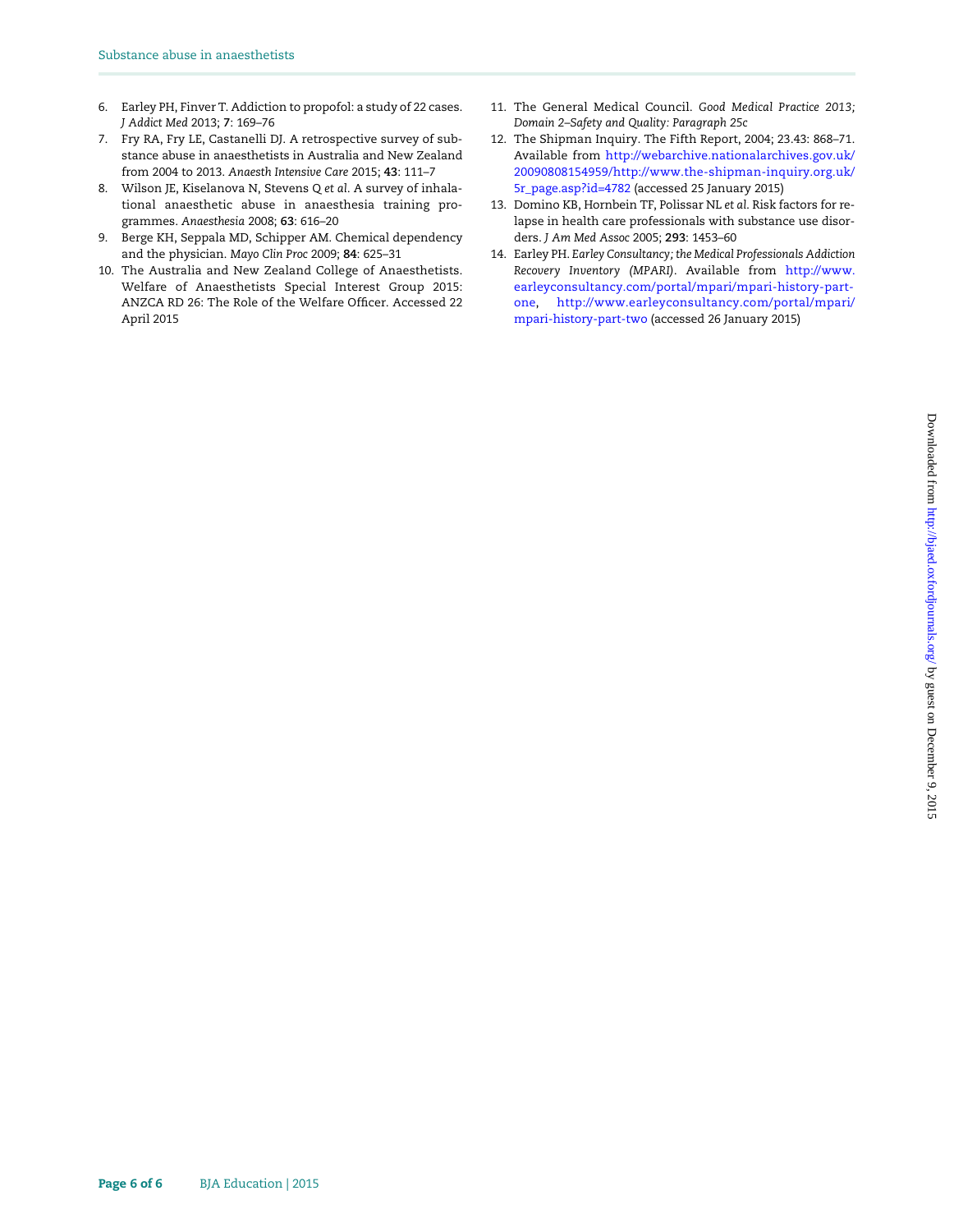6. Earley PH, Finver T. Addiction to propofol: a study of 22 cases. *J Addict Med* 2013; **7**: 169–76
7. Fry RA, Fry LE, Castanelli DJ. A retrospective survey of substance abuse in anaesthetists in Australia and New Zealand from 2004 to 2013. *Anaesth Intensive Care* 2015; **43**: 111–7
8. Wilson JE, Kiselanova N, Stevens Q *et al*. A survey of inhalational anaesthetic abuse in anaesthesia training programmes. *Anaesthesia* 2008; **63**: 616–20
9. Berge KH, Seppala MD, Schipper AM. Chemical dependency and the physician. *Mayo Clin Proc* 2009; **84**: 625–31
10. The Australia and New Zealand College of Anaesthetists. Welfare of Anaesthetists Special Interest Group 2015: ANZCA RD 26: The Role of the Welfare Officer. Accessed 22 April 2015
11. The General Medical Council. *Good Medical Practice 2013; Domain 2–Safety and Quality: Paragraph 25c*
12. The Shipman Inquiry. The Fifth Report, 2004; 23.43: 868–71. Available from http://webarchive.nationalarchives.gov.uk/20090808154959/http://www.the-shipman-inquiry.org.uk/5r_page.asp?id=4782 (accessed 25 January 2015)
13. Domino KB, Hornbein TF, Polissar NL *et al*. Risk factors for relapse in health care professionals with substance use disorders. *J Am Med Assoc* 2005; **293**: 1453–60
14. Earley PH. *Earley Consultancy; the Medical Professionals Addiction Recovery Inventory (MPARI)*. Available from http://www.earleyconsultancy.com/portal/mpari/mpari-history-part-one, http://www.earleyconsultancy.com/portal/mpari/mpari-history-part-two (accessed 26 January 2015)